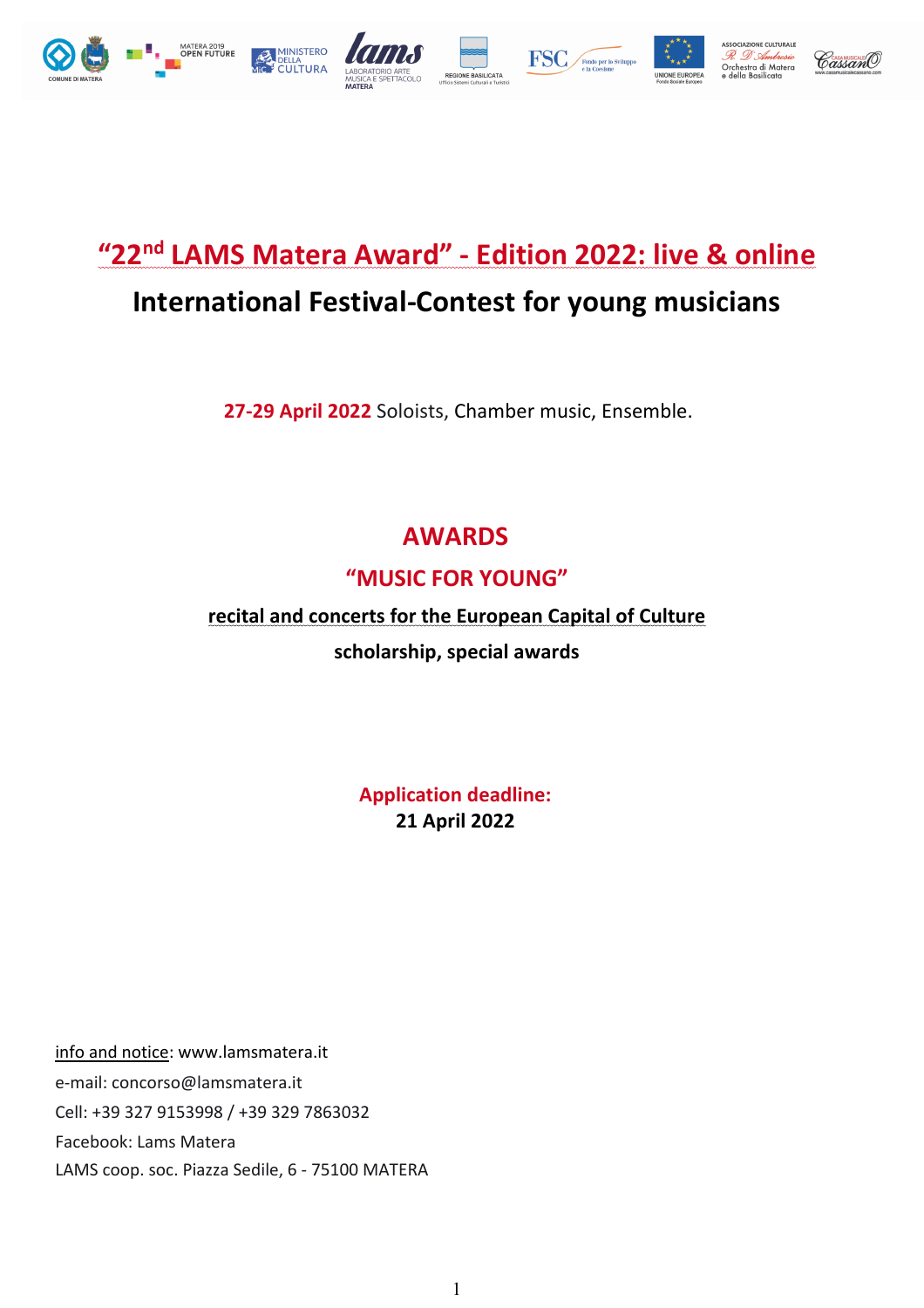# “22nd LAMS Matera Award” - Edition 2022: live & online

## International Festival-Contest for young musicians

**27-29 April 2022** Soloists, Chamber music, Ensemble.

## AWARDS

### “MUSIC FOR YOUNG”

**recital and concerts for the European Capital of Culture**

**scholarship, special awards**

**Application deadline:**
**21 April 2022**

info and notice: www.lamsmatera.it
e-mail: concorso@lamsmatera.it
Cell: +39 327 9153998 / +39 329 7863032
Facebook: Lams Matera
LAMS coop. soc. Piazza Sedile, 6 - 75100 MATERA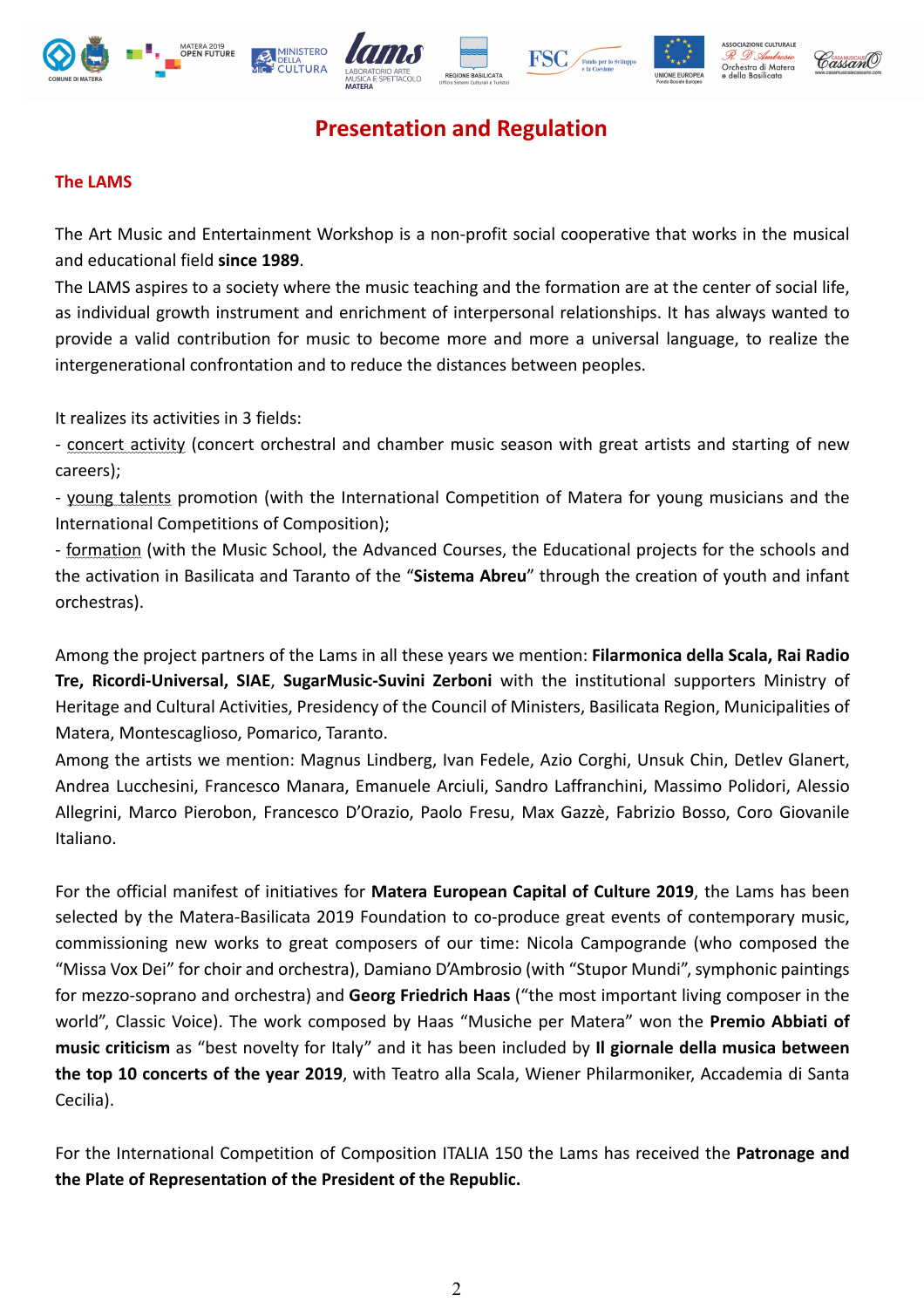# Presentation and Regulation

## The LAMS

The Art Music and Entertainment Workshop is a non-profit social cooperative that works in the musical and educational field **since 1989**.

The LAMS aspires to a society where the music teaching and the formation are at the center of social life, as individual growth instrument and enrichment of interpersonal relationships. It has always wanted to provide a valid contribution for music to become more and more a universal language, to realize the intergenerational confrontation and to reduce the distances between peoples.

It realizes its activities in 3 fields:

- concert activity (concert orchestral and chamber music season with great artists and starting of new careers);
- young talents promotion (with the International Competition of Matera for young musicians and the International Competitions of Composition);
- formation (with the Music School, the Advanced Courses, the Educational projects for the schools and the activation in Basilicata and Taranto of the "**Sistema Abreu**" through the creation of youth and infant orchestras).

Among the project partners of the Lams in all these years we mention: **Filarmonica della Scala, Rai Radio Tre, Ricordi-Universal, SIAE**, **SugarMusic-Suvini Zerboni** with the institutional supporters Ministry of Heritage and Cultural Activities, Presidency of the Council of Ministers, Basilicata Region, Municipalities of Matera, Montescaglioso, Pomarico, Taranto.

Among the artists we mention: Magnus Lindberg, Ivan Fedele, Azio Corghi, Unsuk Chin, Detlev Glanert, Andrea Lucchesini, Francesco Manara, Emanuele Arciuli, Sandro Laffranchini, Massimo Polidori, Alessio Allegrini, Marco Pierobon, Francesco D'Orazio, Paolo Fresu, Max Gazzè, Fabrizio Bosso, Coro Giovanile Italiano.

For the official manifest of initiatives for **Matera European Capital of Culture 2019**, the Lams has been selected by the Matera-Basilicata 2019 Foundation to co-produce great events of contemporary music, commissioning new works to great composers of our time: Nicola Campogrande (who composed the "Missa Vox Dei" for choir and orchestra), Damiano D'Ambrosio (with "Stupor Mundi", symphonic paintings for mezzo-soprano and orchestra) and **Georg Friedrich Haas** ("the most important living composer in the world", Classic Voice). The work composed by Haas "Musiche per Matera" won the **Premio Abbiati of music criticism** as "best novelty for Italy" and it has been included by **Il giornale della musica between the top 10 concerts of the year 2019**, with Teatro alla Scala, Wiener Philarmoniker, Accademia di Santa Cecilia).

For the International Competition of Composition ITALIA 150 the Lams has received the **Patronage and the Plate of Representation of the President of the Republic.**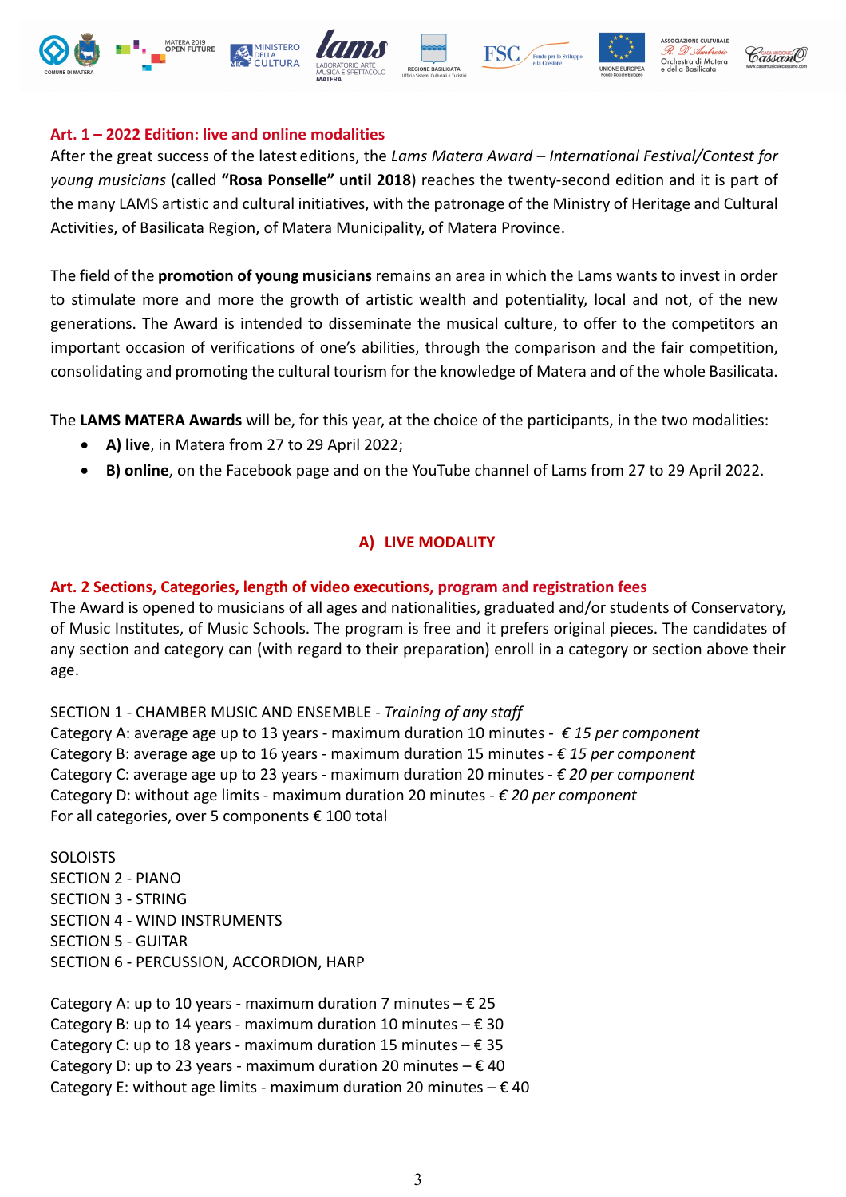## Art. 1 – 2022 Edition: live and online modalities

After the great success of the latest editions, the *Lams Matera Award – International Festival/Contest for young musicians* (called **"Rosa Ponselle" until 2018**) reaches the twenty-second edition and it is part of the many LAMS artistic and cultural initiatives, with the patronage of the Ministry of Heritage and Cultural Activities, of Basilicata Region, of Matera Municipality, of Matera Province.

The field of the **promotion of young musicians** remains an area in which the Lams wants to invest in order to stimulate more and more the growth of artistic wealth and potentiality, local and not, of the new generations. The Award is intended to disseminate the musical culture, to offer to the competitors an important occasion of verifications of one's abilities, through the comparison and the fair competition, consolidating and promoting the cultural tourism for the knowledge of Matera and of the whole Basilicata.

The **LAMS MATERA Awards** will be, for this year, at the choice of the participants, in the two modalities:

- **A) live**, in Matera from 27 to 29 April 2022;
- **B) online**, on the Facebook page and on the YouTube channel of Lams from 27 to 29 April 2022.

## A) LIVE MODALITY

### Art. 2 Sections, Categories, length of video executions, program and registration fees

The Award is opened to musicians of all ages and nationalities, graduated and/or students of Conservatory, of Music Institutes, of Music Schools. The program is free and it prefers original pieces. The candidates of any section and category can (with regard to their preparation) enroll in a category or section above their age.

SECTION 1 - CHAMBER MUSIC AND ENSEMBLE - *Training of any staff*
Category A: average age up to 13 years - maximum duration 10 minutes - *€ 15 per component*
Category B: average age up to 16 years - maximum duration 15 minutes - *€ 15 per component*
Category C: average age up to 23 years - maximum duration 20 minutes - *€ 20 per component*
Category D: without age limits - maximum duration 20 minutes - *€ 20 per component*
For all categories, over 5 components € 100 total

SOLOISTS
SECTION 2 - PIANO
SECTION 3 - STRING
SECTION 4 - WIND INSTRUMENTS
SECTION 5 - GUITAR
SECTION 6 - PERCUSSION, ACCORDION, HARP

Category A: up to 10 years - maximum duration 7 minutes – € 25
Category B: up to 14 years - maximum duration 10 minutes – € 30
Category C: up to 18 years - maximum duration 15 minutes – € 35
Category D: up to 23 years - maximum duration 20 minutes – € 40
Category E: without age limits - maximum duration 20 minutes – € 40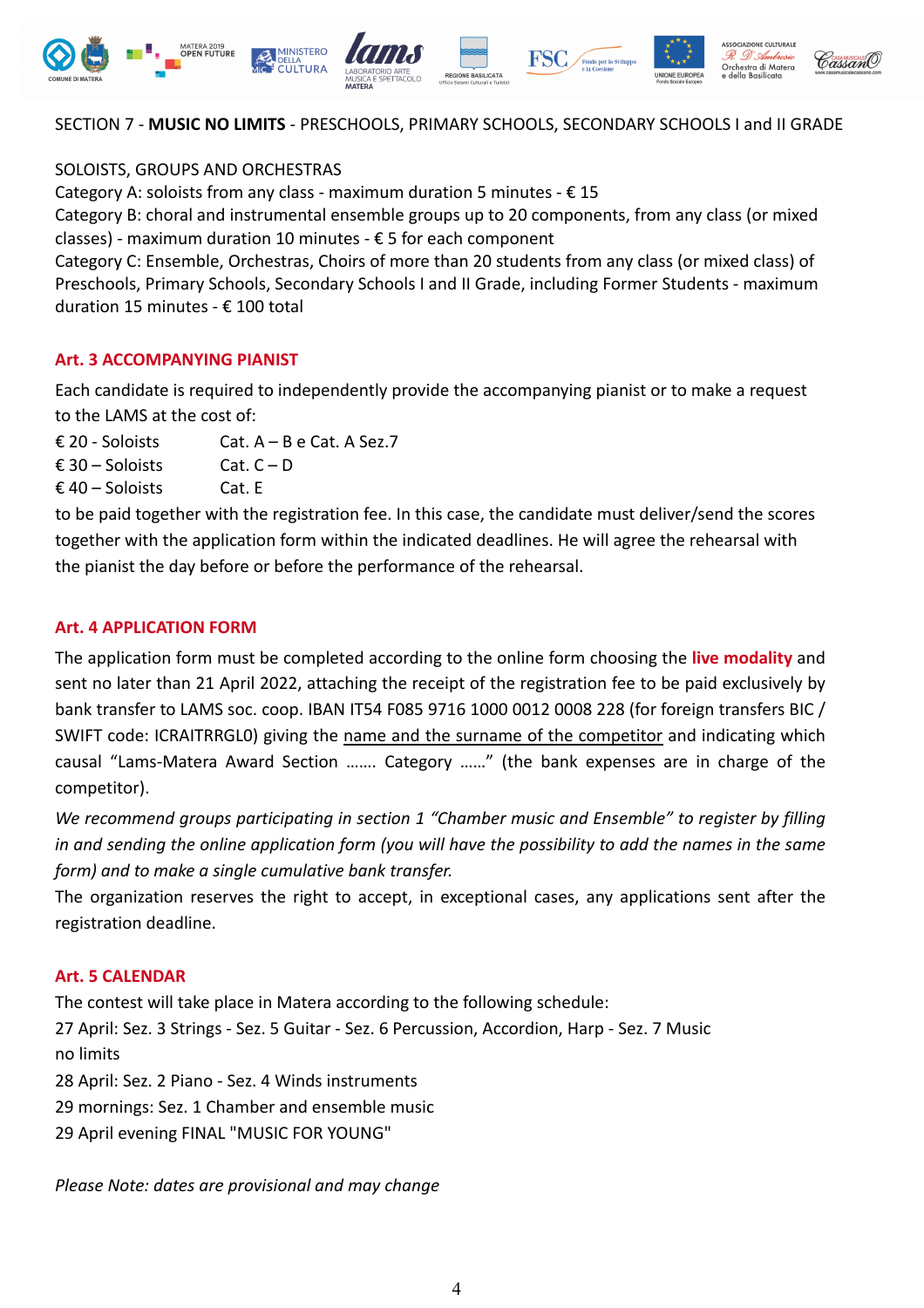SECTION 7 - **MUSIC NO LIMITS** - PRESCHOOLS, PRIMARY SCHOOLS, SECONDARY SCHOOLS I and II GRADE

SOLOISTS, GROUPS AND ORCHESTRAS
Category A: soloists from any class - maximum duration 5 minutes - € 15
Category B: choral and instrumental ensemble groups up to 20 components, from any class (or mixed classes) - maximum duration 10 minutes - € 5 for each component
Category C: Ensemble, Orchestras, Choirs of more than 20 students from any class (or mixed class) of Preschools, Primary Schools, Secondary Schools I and II Grade, including Former Students - maximum duration 15 minutes - € 100 total

## Art. 3 ACCOMPANYING PIANIST

Each candidate is required to independently provide the accompanying pianist or to make a request to the LAMS at the cost of:

| | |
|---|---|
| € 20 - Soloists | Cat. A – B e Cat. A Sez.7 |
| € 30 – Soloists | Cat. C – D |
| € 40 – Soloists | Cat. E |

to be paid together with the registration fee. In this case, the candidate must deliver/send the scores together with the application form within the indicated deadlines. He will agree the rehearsal with the pianist the day before or before the performance of the rehearsal.

## Art. 4 APPLICATION FORM

The application form must be completed according to the online form choosing the **live modality** and sent no later than 21 April 2022, attaching the receipt of the registration fee to be paid exclusively by bank transfer to LAMS soc. coop. IBAN IT54 F085 9716 1000 0012 0008 228 (for foreign transfers BIC / SWIFT code: ICRAITRRGL0) giving the name and the surname of the competitor and indicating which causal "Lams-Matera Award Section ……. Category ……" (the bank expenses are in charge of the competitor).

*We recommend groups participating in section 1 "Chamber music and Ensemble" to register by filling in and sending the online application form (you will have the possibility to add the names in the same form) and to make a single cumulative bank transfer.*

The organization reserves the right to accept, in exceptional cases, any applications sent after the registration deadline.

## Art. 5 CALENDAR

The contest will take place in Matera according to the following schedule:
27 April: Sez. 3 Strings - Sez. 5 Guitar - Sez. 6 Percussion, Accordion, Harp - Sez. 7 Music no limits
28 April: Sez. 2 Piano - Sez. 4 Winds instruments
29 mornings: Sez. 1 Chamber and ensemble music
29 April evening FINAL "MUSIC FOR YOUNG"

*Please Note: dates are provisional and may change*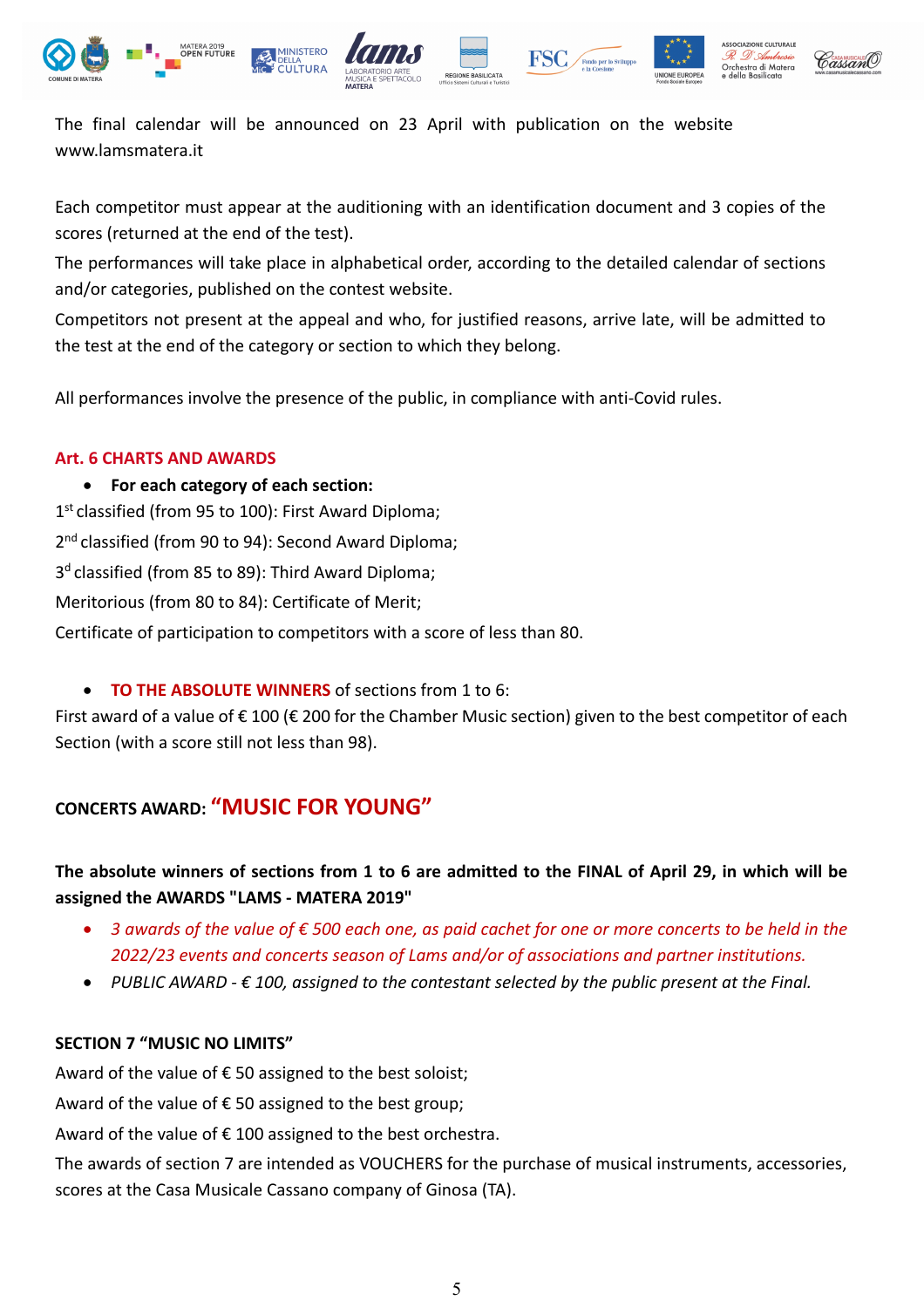The final calendar will be announced on 23 April with publication on the website www.lamsmatera.it

Each competitor must appear at the auditioning with an identification document and 3 copies of the scores (returned at the end of the test).

The performances will take place in alphabetical order, according to the detailed calendar of sections and/or categories, published on the contest website.

Competitors not present at the appeal and who, for justified reasons, arrive late, will be admitted to the test at the end of the category or section to which they belong.

All performances involve the presence of the public, in compliance with anti-Covid rules.

## Art. 6 CHARTS AND AWARDS

- **For each category of each section:**

1st classified (from 95 to 100): First Award Diploma;

2nd classified (from 90 to 94): Second Award Diploma;

3d classified (from 85 to 89): Third Award Diploma;

Meritorious (from 80 to 84): Certificate of Merit;

Certificate of participation to competitors with a score of less than 80.

- **TO THE ABSOLUTE WINNERS** of sections from 1 to 6:

First award of a value of € 100 (€ 200 for the Chamber Music section) given to the best competitor of each Section (with a score still not less than 98).

## CONCERTS AWARD: "MUSIC FOR YOUNG"

**The absolute winners of sections from 1 to 6 are admitted to the FINAL of April 29, in which will be assigned the AWARDS "LAMS - MATERA 2019"**

- *3 awards of the value of € 500 each one, as paid cachet for one or more concerts to be held in the 2022/23 events and concerts season of Lams and/or of associations and partner institutions.*
- *PUBLIC AWARD - € 100, assigned to the contestant selected by the public present at the Final.*

**SECTION 7 "MUSIC NO LIMITS"**

Award of the value of € 50 assigned to the best soloist;

Award of the value of € 50 assigned to the best group;

Award of the value of € 100 assigned to the best orchestra.

The awards of section 7 are intended as VOUCHERS for the purchase of musical instruments, accessories, scores at the Casa Musicale Cassano company of Ginosa (TA).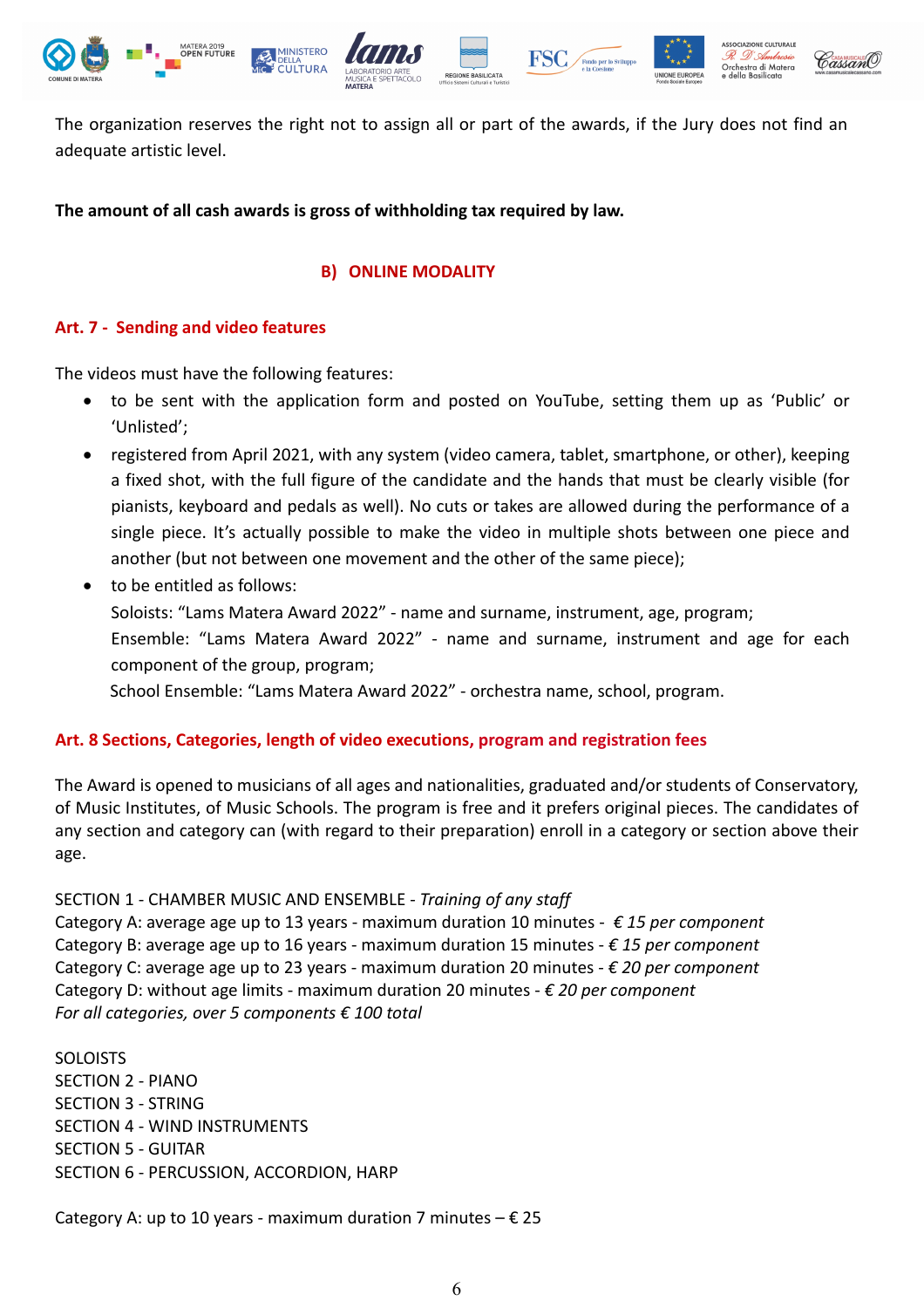The organization reserves the right not to assign all or part of the awards, if the Jury does not find an adequate artistic level.

**The amount of all cash awards is gross of withholding tax required by law.**

## B) ONLINE MODALITY

### Art. 7 - Sending and video features

The videos must have the following features:

- to be sent with the application form and posted on YouTube, setting them up as 'Public' or 'Unlisted';
- registered from April 2021, with any system (video camera, tablet, smartphone, or other), keeping a fixed shot, with the full figure of the candidate and the hands that must be clearly visible (for pianists, keyboard and pedals as well). No cuts or takes are allowed during the performance of a single piece. It's actually possible to make the video in multiple shots between one piece and another (but not between one movement and the other of the same piece);
- to be entitled as follows:
  Soloists: "Lams Matera Award 2022" - name and surname, instrument, age, program;
  Ensemble: "Lams Matera Award 2022" - name and surname, instrument and age for each component of the group, program;
  School Ensemble: "Lams Matera Award 2022" - orchestra name, school, program.

### Art. 8 Sections, Categories, length of video executions, program and registration fees

The Award is opened to musicians of all ages and nationalities, graduated and/or students of Conservatory, of Music Institutes, of Music Schools. The program is free and it prefers original pieces. The candidates of any section and category can (with regard to their preparation) enroll in a category or section above their age.

SECTION 1 - CHAMBER MUSIC AND ENSEMBLE - *Training of any staff*
Category A: average age up to 13 years - maximum duration 10 minutes - *€ 15 per component*
Category B: average age up to 16 years - maximum duration 15 minutes - *€ 15 per component*
Category C: average age up to 23 years - maximum duration 20 minutes - *€ 20 per component*
Category D: without age limits - maximum duration 20 minutes - *€ 20 per component*
*For all categories, over 5 components € 100 total*

SOLOISTS
SECTION 2 - PIANO
SECTION 3 - STRING
SECTION 4 - WIND INSTRUMENTS
SECTION 5 - GUITAR
SECTION 6 - PERCUSSION, ACCORDION, HARP

Category A: up to 10 years - maximum duration 7 minutes – € 25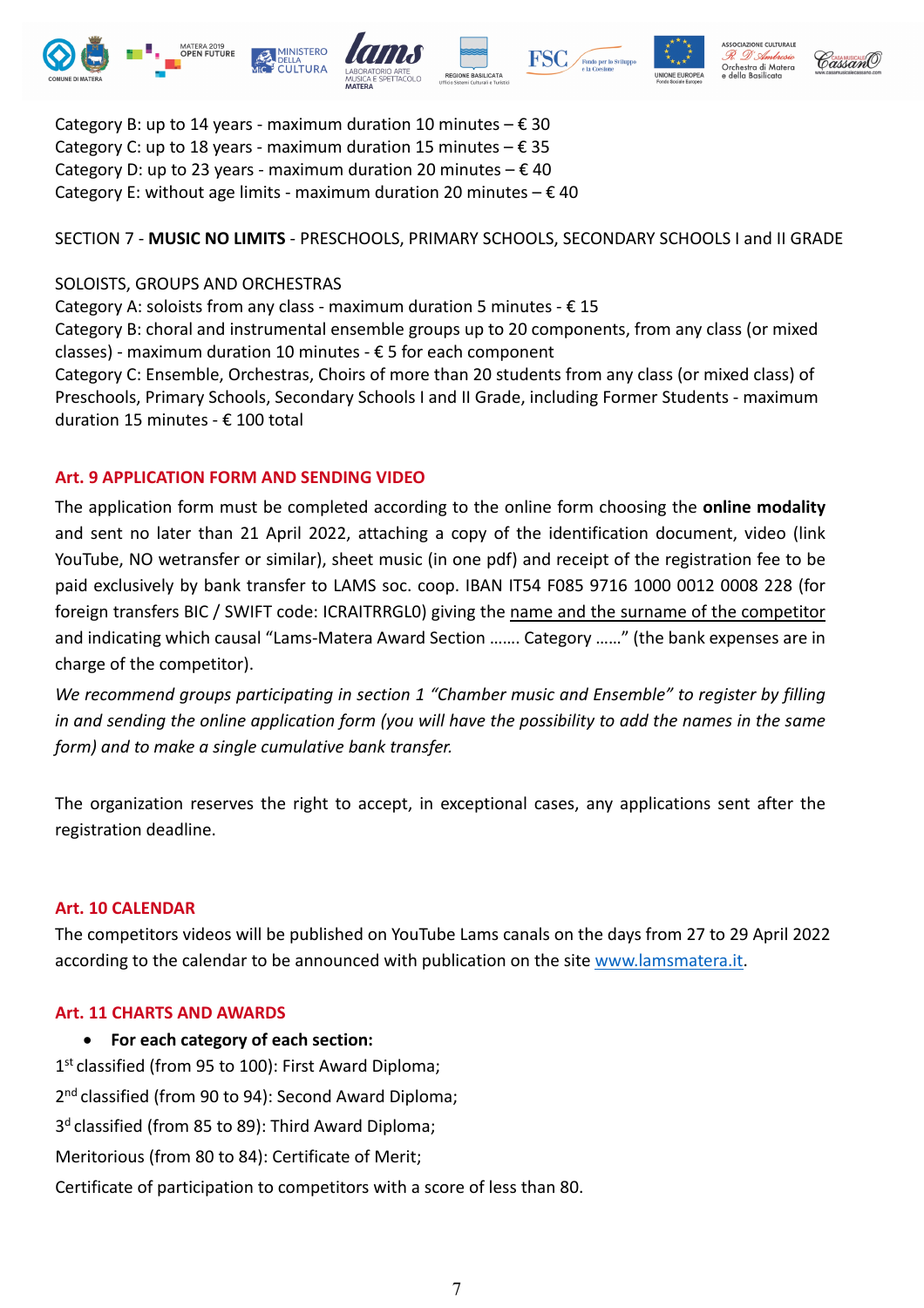Category B: up to 14 years - maximum duration 10 minutes – € 30
Category C: up to 18 years - maximum duration 15 minutes – € 35
Category D: up to 23 years - maximum duration 20 minutes – € 40
Category E: without age limits - maximum duration 20 minutes – € 40

SECTION 7 - **MUSIC NO LIMITS** - PRESCHOOLS, PRIMARY SCHOOLS, SECONDARY SCHOOLS I and II GRADE

SOLOISTS, GROUPS AND ORCHESTRAS
Category A: soloists from any class - maximum duration 5 minutes - € 15
Category B: choral and instrumental ensemble groups up to 20 components, from any class (or mixed classes) - maximum duration 10 minutes - € 5 for each component
Category C: Ensemble, Orchestras, Choirs of more than 20 students from any class (or mixed class) of Preschools, Primary Schools, Secondary Schools I and II Grade, including Former Students - maximum duration 15 minutes - € 100 total

## Art. 9 APPLICATION FORM AND SENDING VIDEO

The application form must be completed according to the online form choosing the **online modality** and sent no later than 21 April 2022, attaching a copy of the identification document, video (link YouTube, NO wetransfer or similar), sheet music (in one pdf) and receipt of the registration fee to be paid exclusively by bank transfer to LAMS soc. coop. IBAN IT54 F085 9716 1000 0012 0008 228 (for foreign transfers BIC / SWIFT code: ICRAITRRGL0) giving the name and the surname of the competitor and indicating which causal "Lams-Matera Award Section ……. Category ……" (the bank expenses are in charge of the competitor).

*We recommend groups participating in section 1 "Chamber music and Ensemble" to register by filling in and sending the online application form (you will have the possibility to add the names in the same form) and to make a single cumulative bank transfer.*

The organization reserves the right to accept, in exceptional cases, any applications sent after the registration deadline.

## Art. 10 CALENDAR

The competitors videos will be published on YouTube Lams canals on the days from 27 to 29 April 2022 according to the calendar to be announced with publication on the site www.lamsmatera.it.

## Art. 11 CHARTS AND AWARDS

- **For each category of each section:**

1st classified (from 95 to 100): First Award Diploma;

2nd classified (from 90 to 94): Second Award Diploma;

3d classified (from 85 to 89): Third Award Diploma;

Meritorious (from 80 to 84): Certificate of Merit;

Certificate of participation to competitors with a score of less than 80.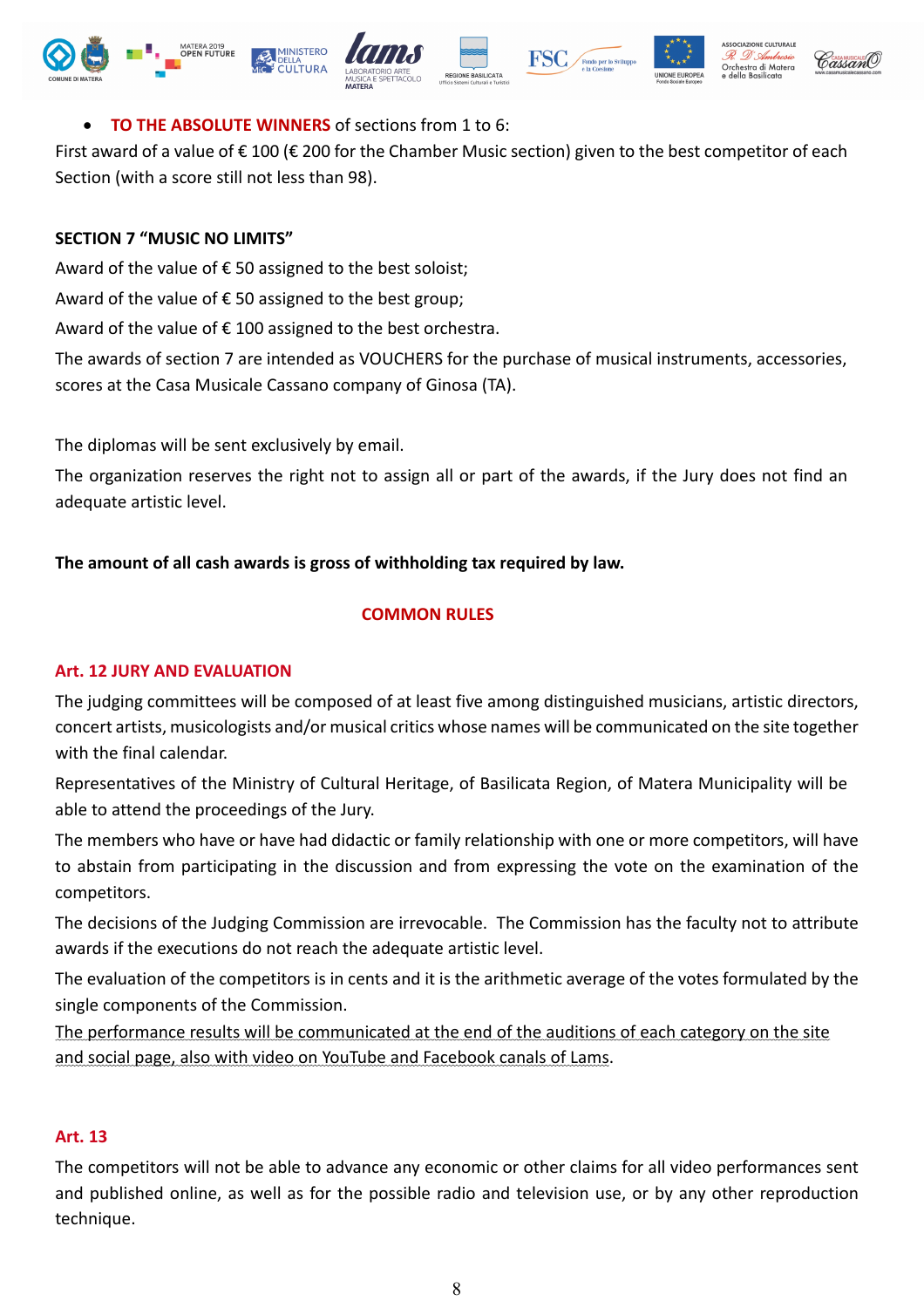- **TO THE ABSOLUTE WINNERS** of sections from 1 to 6:

First award of a value of € 100 (€ 200 for the Chamber Music section) given to the best competitor of each Section (with a score still not less than 98).

**SECTION 7 "MUSIC NO LIMITS"**

Award of the value of € 50 assigned to the best soloist;

Award of the value of € 50 assigned to the best group;

Award of the value of € 100 assigned to the best orchestra.

The awards of section 7 are intended as VOUCHERS for the purchase of musical instruments, accessories, scores at the Casa Musicale Cassano company of Ginosa (TA).

The diplomas will be sent exclusively by email.

The organization reserves the right not to assign all or part of the awards, if the Jury does not find an adequate artistic level.

**The amount of all cash awards is gross of withholding tax required by law.**

## COMMON RULES

### Art. 12 JURY AND EVALUATION

The judging committees will be composed of at least five among distinguished musicians, artistic directors, concert artists, musicologists and/or musical critics whose names will be communicated on the site together with the final calendar.

Representatives of the Ministry of Cultural Heritage, of Basilicata Region, of Matera Municipality will be able to attend the proceedings of the Jury.

The members who have or have had didactic or family relationship with one or more competitors, will have to abstain from participating in the discussion and from expressing the vote on the examination of the competitors.

The decisions of the Judging Commission are irrevocable. The Commission has the faculty not to attribute awards if the executions do not reach the adequate artistic level.

The evaluation of the competitors is in cents and it is the arithmetic average of the votes formulated by the single components of the Commission.

The performance results will be communicated at the end of the auditions of each category on the site and social page, also with video on YouTube and Facebook canals of Lams.

### Art. 13

The competitors will not be able to advance any economic or other claims for all video performances sent and published online, as well as for the possible radio and television use, or by any other reproduction technique.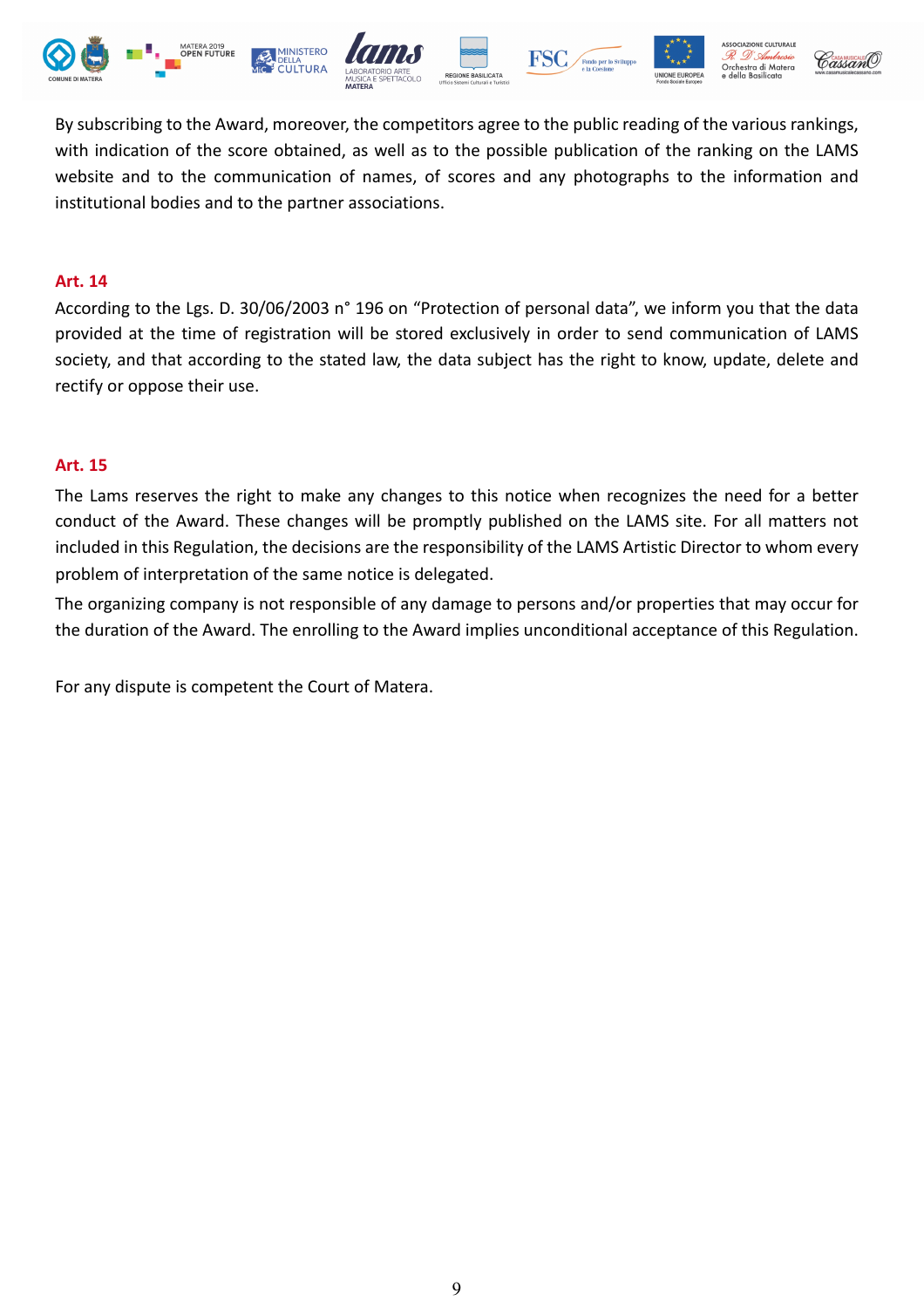By subscribing to the Award, moreover, the competitors agree to the public reading of the various rankings, with indication of the score obtained, as well as to the possible publication of the ranking on the LAMS website and to the communication of names, of scores and any photographs to the information and institutional bodies and to the partner associations.

## Art. 14

According to the Lgs. D. 30/06/2003 n° 196 on “Protection of personal data”, we inform you that the data provided at the time of registration will be stored exclusively in order to send communication of LAMS society, and that according to the stated law, the data subject has the right to know, update, delete and rectify or oppose their use.

## Art. 15

The Lams reserves the right to make any changes to this notice when recognizes the need for a better conduct of the Award. These changes will be promptly published on the LAMS site. For all matters not included in this Regulation, the decisions are the responsibility of the LAMS Artistic Director to whom every problem of interpretation of the same notice is delegated.

The organizing company is not responsible of any damage to persons and/or properties that may occur for the duration of the Award. The enrolling to the Award implies unconditional acceptance of this Regulation.

For any dispute is competent the Court of Matera.